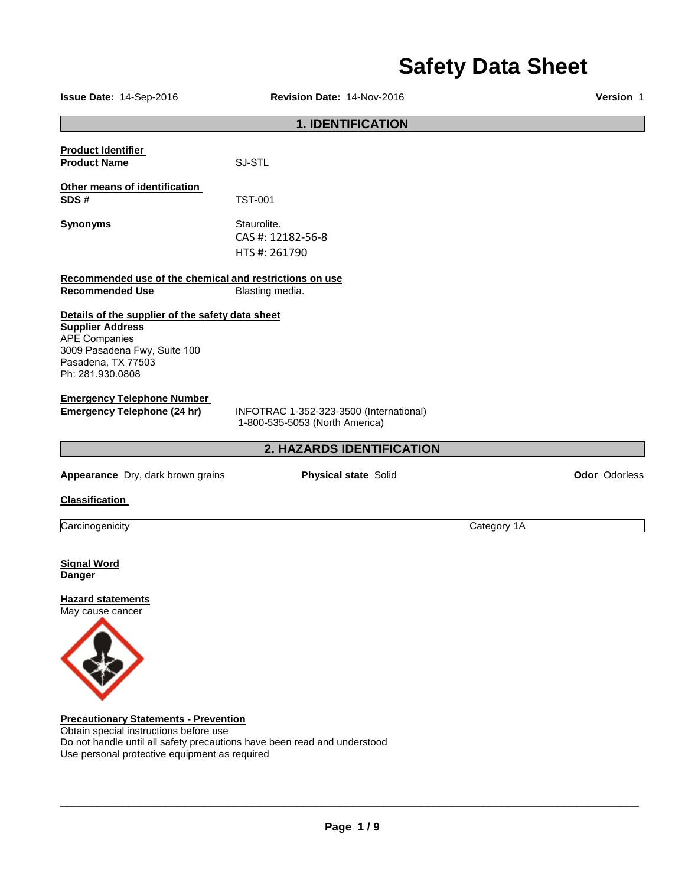# Safety Data Sheet

**Issue Date:** 14-Sep-2016 **Revision Date:** 14-Nov-2016 **Version** 1

## 1. IDENTIFICATION

**Product Identifier**

**Product Name** SJ-STL

**Other means of identification**

**SDS #** TST-001

**Synonyms** Staurolite.
CAS #: 12182-56-8
HTS #: 261790

**Recommended use of the chemical and restrictions on use**

**Recommended Use** Blasting media.

**Details of the supplier of the safety data sheet**

**Supplier Address**
APE Companies
3009 Pasadena Fwy, Suite 100
Pasadena, TX 77503
Ph: 281.930.0808

**Emergency Telephone Number**

**Emergency Telephone (24 hr)** INFOTRAC 1-352-323-3500 (International)
1-800-535-5053 (North America)

## 2. HAZARDS IDENTIFICATION

**Appearance** Dry, dark brown grains **Physical state** Solid **Odor** Odorless

**Classification**

| Carcinogenicity | Category 1A |
|---|---|

**Signal Word**
**Danger**

**Hazard statements**
May cause cancer

**Precautionary Statements - Prevention**
Obtain special instructions before use
Do not handle until all safety precautions have been read and understood
Use personal protective equipment as required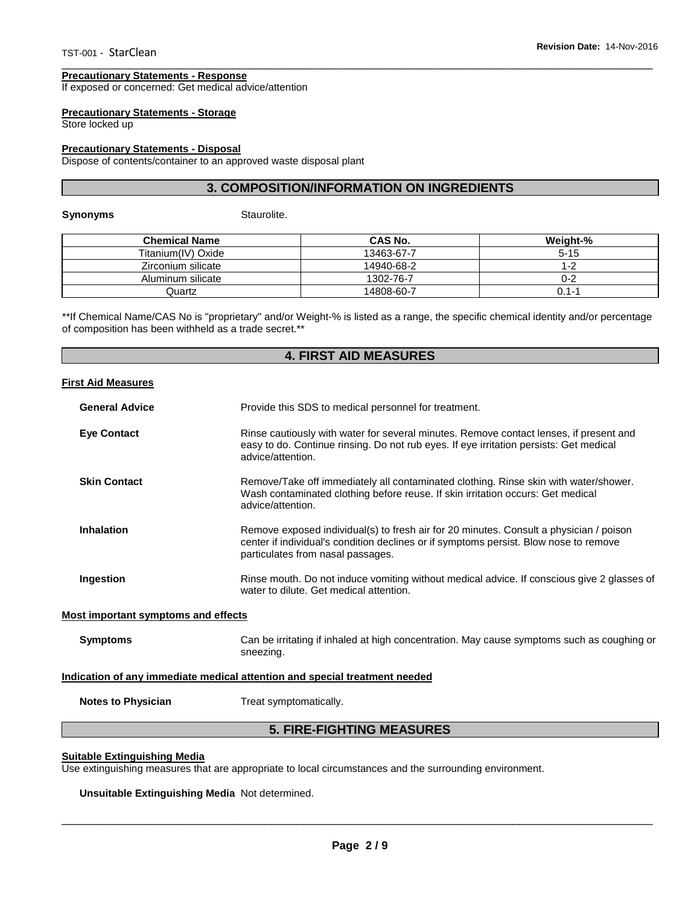**Precautionary Statements - Response**
If exposed or concerned: Get medical advice/attention

**Precautionary Statements - Storage**
Store locked up

**Precautionary Statements - Disposal**
Dispose of contents/container to an approved waste disposal plant

## 3. COMPOSITION/INFORMATION ON INGREDIENTS

**Synonyms** Staurolite.

| Chemical Name | CAS No. | Weight-% |
|---|---|---|
| Titanium(IV) Oxide | 13463-67-7 | 5-15 |
| Zirconium silicate | 14940-68-2 | 1-2 |
| Aluminum silicate | 1302-76-7 | 0-2 |
| Quartz | 14808-60-7 | 0.1-1 |

**If Chemical Name/CAS No is "proprietary" and/or Weight-% is listed as a range, the specific chemical identity and/or percentage of composition has been withheld as a trade secret.**

## 4. FIRST AID MEASURES

**First Aid Measures**

**General Advice** Provide this SDS to medical personnel for treatment.

**Eye Contact** Rinse cautiously with water for several minutes. Remove contact lenses, if present and easy to do. Continue rinsing. Do not rub eyes. If eye irritation persists: Get medical advice/attention.

**Skin Contact** Remove/Take off immediately all contaminated clothing. Rinse skin with water/shower. Wash contaminated clothing before reuse. If skin irritation occurs: Get medical advice/attention.

**Inhalation** Remove exposed individual(s) to fresh air for 20 minutes. Consult a physician / poison center if individual's condition declines or if symptoms persist. Blow nose to remove particulates from nasal passages.

**Ingestion** Rinse mouth. Do not induce vomiting without medical advice. If conscious give 2 glasses of water to dilute. Get medical attention.

**Most important symptoms and effects**

**Symptoms** Can be irritating if inhaled at high concentration. May cause symptoms such as coughing or sneezing.

**Indication of any immediate medical attention and special treatment needed**

**Notes to Physician** Treat symptomatically.

## 5. FIRE-FIGHTING MEASURES

**Suitable Extinguishing Media**
Use extinguishing measures that are appropriate to local circumstances and the surrounding environment.

**Unsuitable Extinguishing Media** Not determined.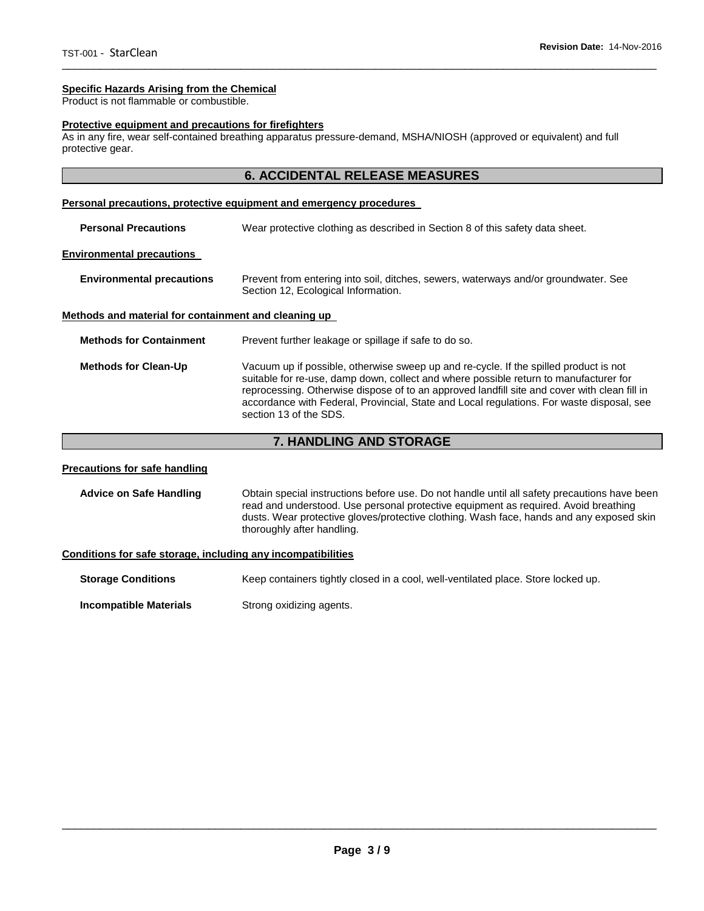**Specific Hazards Arising from the Chemical**
Product is not flammable or combustible.

**Protective equipment and precautions for firefighters**
As in any fire, wear self-contained breathing apparatus pressure-demand, MSHA/NIOSH (approved or equivalent) and full protective gear.

## 6. ACCIDENTAL RELEASE MEASURES

**Personal precautions, protective equipment and emergency procedures**

**Personal Precautions** — Wear protective clothing as described in Section 8 of this safety data sheet.

**Environmental precautions**

**Environmental precautions** — Prevent from entering into soil, ditches, sewers, waterways and/or groundwater. See Section 12, Ecological Information.

**Methods and material for containment and cleaning up**

**Methods for Containment** — Prevent further leakage or spillage if safe to do so.

**Methods for Clean-Up** — Vacuum up if possible, otherwise sweep up and re-cycle. If the spilled product is not suitable for re-use, damp down, collect and where possible return to manufacturer for reprocessing. Otherwise dispose of to an approved landfill site and cover with clean fill in accordance with Federal, Provincial, State and Local regulations. For waste disposal, see section 13 of the SDS.

## 7. HANDLING AND STORAGE

**Precautions for safe handling**

**Advice on Safe Handling** — Obtain special instructions before use. Do not handle until all safety precautions have been read and understood. Use personal protective equipment as required. Avoid breathing dusts. Wear protective gloves/protective clothing. Wash face, hands and any exposed skin thoroughly after handling.

**Conditions for safe storage, including any incompatibilities**

**Storage Conditions** — Keep containers tightly closed in a cool, well-ventilated place. Store locked up.

**Incompatible Materials** — Strong oxidizing agents.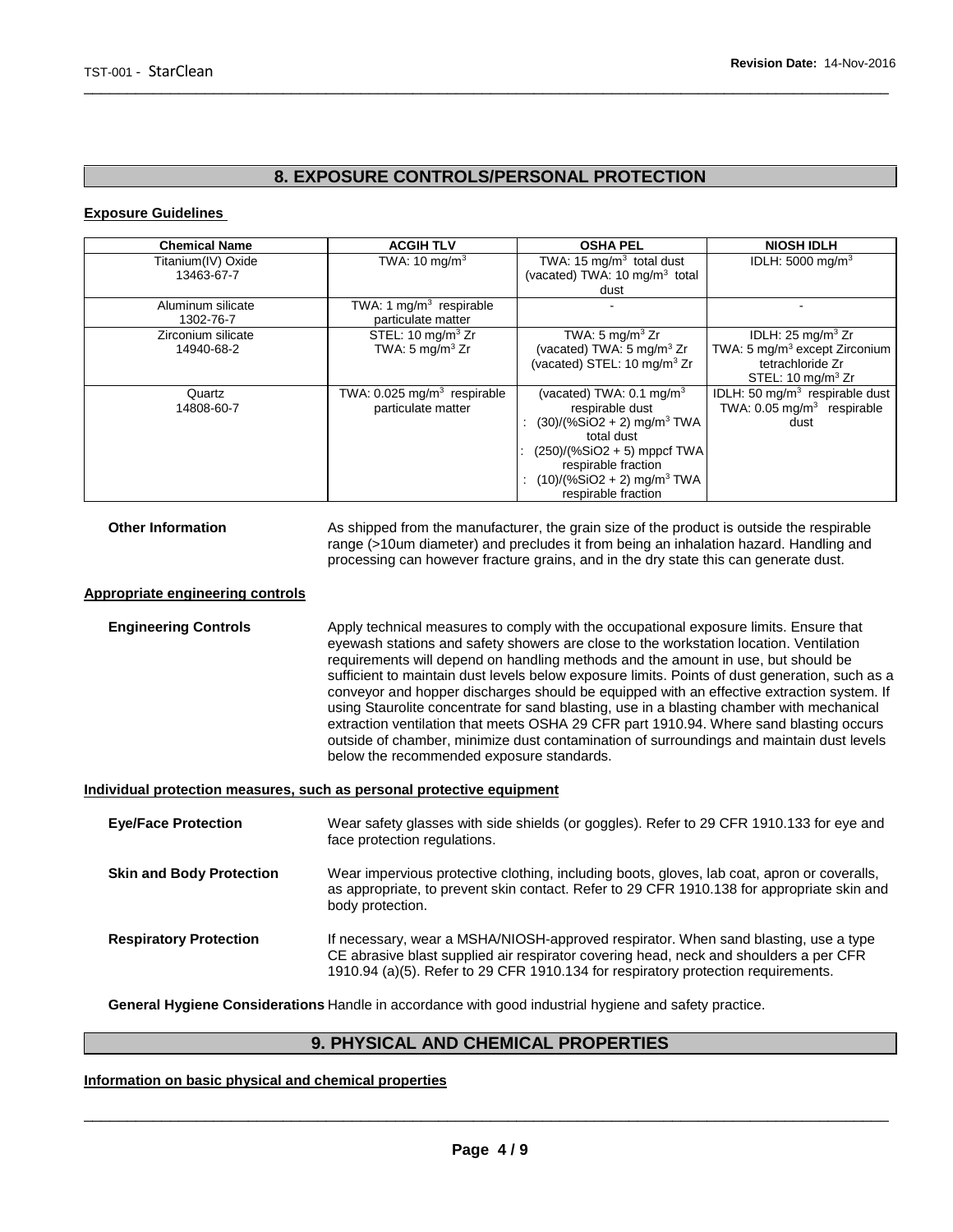## 8. EXPOSURE CONTROLS/PERSONAL PROTECTION

### Exposure Guidelines

| Chemical Name | ACGIH TLV | OSHA PEL | NIOSH IDLH |
|---|---|---|---|
| Titanium(IV) Oxide<br>13463-67-7 | TWA: 10 mg/m$^3$ | TWA: 15 mg/m$^3$ total dust<br>(vacated) TWA: 10 mg/m$^3$ total dust | IDLH: 5000 mg/m$^3$ |
| Aluminum silicate<br>1302-76-7 | TWA: 1 mg/m$^3$ respirable particulate matter | - | - |
| Zirconium silicate<br>14940-68-2 | STEL: 10 mg/m$^3$ Zr<br>TWA: 5 mg/m$^3$ Zr | TWA: 5 mg/m$^3$ Zr<br>(vacated) TWA: 5 mg/m$^3$ Zr<br>(vacated) STEL: 10 mg/m$^3$ Zr | IDLH: 25 mg/m$^3$ Zr<br>TWA: 5 mg/m$^3$ except Zirconium tetrachloride Zr<br>STEL: 10 mg/m$^3$ Zr |
| Quartz<br>14808-60-7 | TWA: 0.025 mg/m$^3$ respirable particulate matter | (vacated) TWA: 0.1 mg/m$^3$ respirable dust<br>: (30)/(%SiO2 + 2) mg/m$^3$ TWA total dust<br>: (250)/(%SiO2 + 5) mppcf TWA respirable fraction<br>: (10)/(%SiO2 + 2) mg/m$^3$ TWA respirable fraction | IDLH: 50 mg/m$^3$ respirable dust<br>TWA: 0.05 mg/m$^3$ respirable dust |

**Other Information** As shipped from the manufacturer, the grain size of the product is outside the respirable range (>10um diameter) and precludes it from being an inhalation hazard. Handling and processing can however fracture grains, and in the dry state this can generate dust.

### Appropriate engineering controls

**Engineering Controls** Apply technical measures to comply with the occupational exposure limits. Ensure that eyewash stations and safety showers are close to the workstation location. Ventilation requirements will depend on handling methods and the amount in use, but should be sufficient to maintain dust levels below exposure limits. Points of dust generation, such as a conveyor and hopper discharges should be equipped with an effective extraction system. If using Staurolite concentrate for sand blasting, use in a blasting chamber with mechanical extraction ventilation that meets OSHA 29 CFR part 1910.94. Where sand blasting occurs outside of chamber, minimize dust contamination of surroundings and maintain dust levels below the recommended exposure standards.

### Individual protection measures, such as personal protective equipment

**Eye/Face Protection** Wear safety glasses with side shields (or goggles). Refer to 29 CFR 1910.133 for eye and face protection regulations.

**Skin and Body Protection** Wear impervious protective clothing, including boots, gloves, lab coat, apron or coveralls, as appropriate, to prevent skin contact. Refer to 29 CFR 1910.138 for appropriate skin and body protection.

**Respiratory Protection** If necessary, wear a MSHA/NIOSH-approved respirator. When sand blasting, use a type CE abrasive blast supplied air respirator covering head, neck and shoulders a per CFR 1910.94 (a)(5). Refer to 29 CFR 1910.134 for respiratory protection requirements.

**General Hygiene Considerations** Handle in accordance with good industrial hygiene and safety practice.

## 9. PHYSICAL AND CHEMICAL PROPERTIES

### Information on basic physical and chemical properties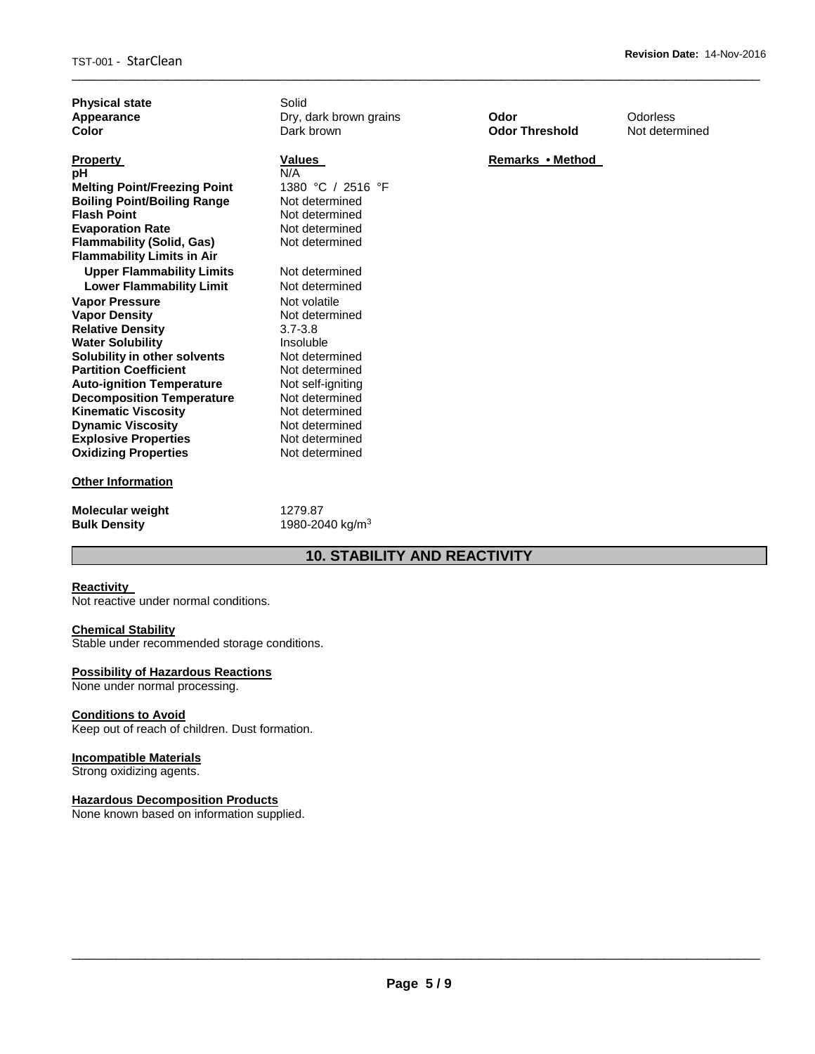| | | | |
|---|---|---|---|
| **Physical state** | Solid | | |
| **Appearance** | Dry, dark brown grains | **Odor** | Odorless |
| **Color** | Dark brown | **Odor Threshold** | Not determined |

| **Property** | **Values** | **Remarks • Method** |
|---|---|---|
| **pH** | N/A | |
| **Melting Point/Freezing Point** | 1380 °C / 2516 °F | |
| **Boiling Point/Boiling Range** | Not determined | |
| **Flash Point** | Not determined | |
| **Evaporation Rate** | Not determined | |
| **Flammability (Solid, Gas)** | Not determined | |
| **Flammability Limits in Air** | | |
| **Upper Flammability Limits** | Not determined | |
| **Lower Flammability Limit** | Not determined | |
| **Vapor Pressure** | Not volatile | |
| **Vapor Density** | Not determined | |
| **Relative Density** | 3.7-3.8 | |
| **Water Solubility** | Insoluble | |
| **Solubility in other solvents** | Not determined | |
| **Partition Coefficient** | Not determined | |
| **Auto-ignition Temperature** | Not self-igniting | |
| **Decomposition Temperature** | Not determined | |
| **Kinematic Viscosity** | Not determined | |
| **Dynamic Viscosity** | Not determined | |
| **Explosive Properties** | Not determined | |
| **Oxidizing Properties** | Not determined | |

**Other Information**

| | |
|---|---|
| **Molecular weight** | 1279.87 |
| **Bulk Density** | 1980-2040 kg/m$^3$ |

## 10. STABILITY AND REACTIVITY

**Reactivity**

Not reactive under normal conditions.

**Chemical Stability**

Stable under recommended storage conditions.

**Possibility of Hazardous Reactions**

None under normal processing.

**Conditions to Avoid**

Keep out of reach of children. Dust formation.

**Incompatible Materials**

Strong oxidizing agents.

**Hazardous Decomposition Products**

None known based on information supplied.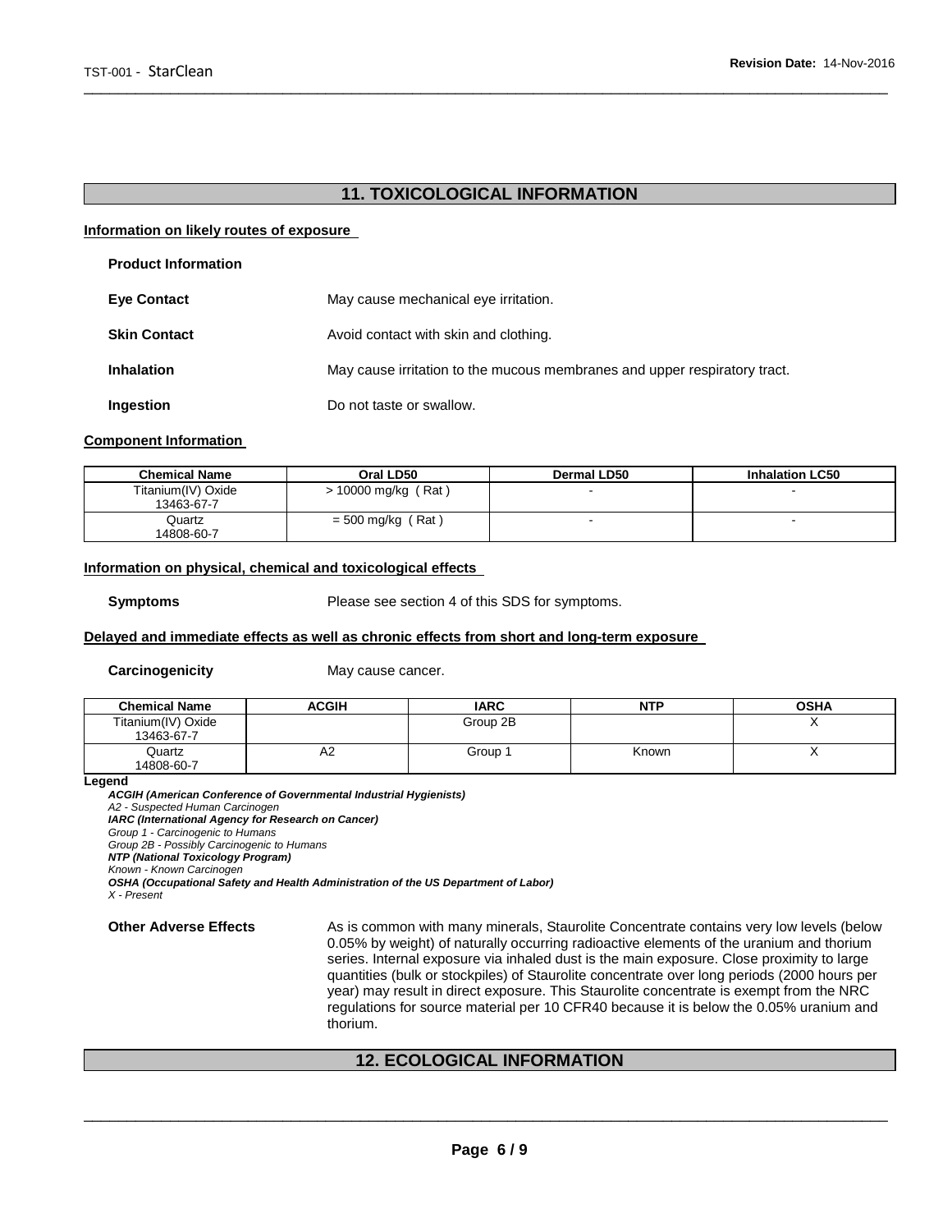## 11. TOXICOLOGICAL INFORMATION

**Information on likely routes of exposure**

**Product Information**

**Eye Contact** May cause mechanical eye irritation.

**Skin Contact** Avoid contact with skin and clothing.

**Inhalation** May cause irritation to the mucous membranes and upper respiratory tract.

**Ingestion** Do not taste or swallow.

**Component Information**

| Chemical Name | Oral LD50 | Dermal LD50 | Inhalation LC50 |
|---|---|---|---|
| Titanium(IV) Oxide 13463-67-7 | > 10000 mg/kg ( Rat ) | - | - |
| Quartz 14808-60-7 | = 500 mg/kg ( Rat ) | - | - |

**Information on physical, chemical and toxicological effects**

**Symptoms** Please see section 4 of this SDS for symptoms.

**Delayed and immediate effects as well as chronic effects from short and long-term exposure**

**Carcinogenicity** May cause cancer.

| Chemical Name | ACGIH | IARC | NTP | OSHA |
|---|---|---|---|---|
| Titanium(IV) Oxide 13463-67-7 | | Group 2B | | X |
| Quartz 14808-60-7 | A2 | Group 1 | Known | X |

**Legend**

***ACGIH (American Conference of Governmental Industrial Hygienists)***
*A2 - Suspected Human Carcinogen*
***IARC (International Agency for Research on Cancer)***
*Group 1 - Carcinogenic to Humans*
*Group 2B - Possibly Carcinogenic to Humans*
***NTP (National Toxicology Program)***
*Known - Known Carcinogen*
***OSHA (Occupational Safety and Health Administration of the US Department of Labor)***
*X - Present*

**Other Adverse Effects** As is common with many minerals, Staurolite Concentrate contains very low levels (below 0.05% by weight) of naturally occurring radioactive elements of the uranium and thorium series. Internal exposure via inhaled dust is the main exposure. Close proximity to large quantities (bulk or stockpiles) of Staurolite concentrate over long periods (2000 hours per year) may result in direct exposure. This Staurolite concentrate is exempt from the NRC regulations for source material per 10 CFR40 because it is below the 0.05% uranium and thorium.

## 12. ECOLOGICAL INFORMATION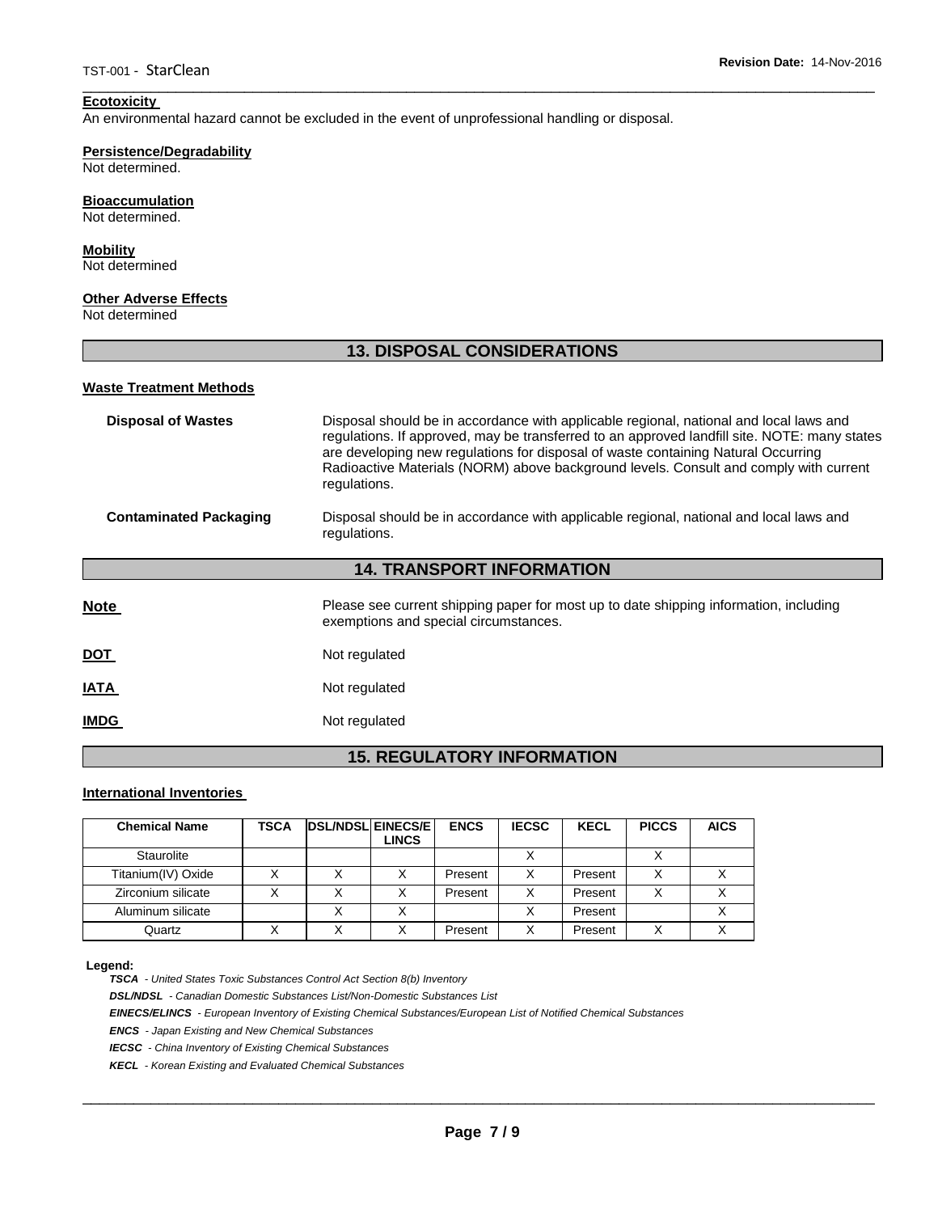**Ecotoxicity**

An environmental hazard cannot be excluded in the event of unprofessional handling or disposal.

**Persistence/Degradability**

Not determined.

**Bioaccumulation**

Not determined.

**Mobility**

Not determined

**Other Adverse Effects**

Not determined

## 13. DISPOSAL CONSIDERATIONS

**Waste Treatment Methods**

**Disposal of Wastes** Disposal should be in accordance with applicable regional, national and local laws and regulations. If approved, may be transferred to an approved landfill site. NOTE: many states are developing new regulations for disposal of waste containing Natural Occurring Radioactive Materials (NORM) above background levels. Consult and comply with current regulations.

**Contaminated Packaging** Disposal should be in accordance with applicable regional, national and local laws and regulations.

## 14. TRANSPORT INFORMATION

**Note** Please see current shipping paper for most up to date shipping information, including exemptions and special circumstances.

**DOT** Not regulated

**IATA** Not regulated

**IMDG** Not regulated

## 15. REGULATORY INFORMATION

**International Inventories**

| Chemical Name | TSCA | DSL/NDSL | EINECS/ELINCS | ENCS | IECSC | KECL | PICCS | AICS |
|---|---|---|---|---|---|---|---|---|
| Staurolite | | | | | X | | X | |
| Titanium(IV) Oxide | X | X | X | Present | X | Present | X | X |
| Zirconium silicate | X | X | X | Present | X | Present | X | X |
| Aluminum silicate | | X | X | | X | Present | | X |
| Quartz | X | X | X | Present | X | Present | X | X |

**Legend:**

***TSCA*** *- United States Toxic Substances Control Act Section 8(b) Inventory*

***DSL/NDSL*** *- Canadian Domestic Substances List/Non-Domestic Substances List*

***EINECS/ELINCS*** *- European Inventory of Existing Chemical Substances/European List of Notified Chemical Substances*

***ENCS*** *- Japan Existing and New Chemical Substances*

***IECSC*** *- China Inventory of Existing Chemical Substances*

***KECL*** *- Korean Existing and Evaluated Chemical Substances*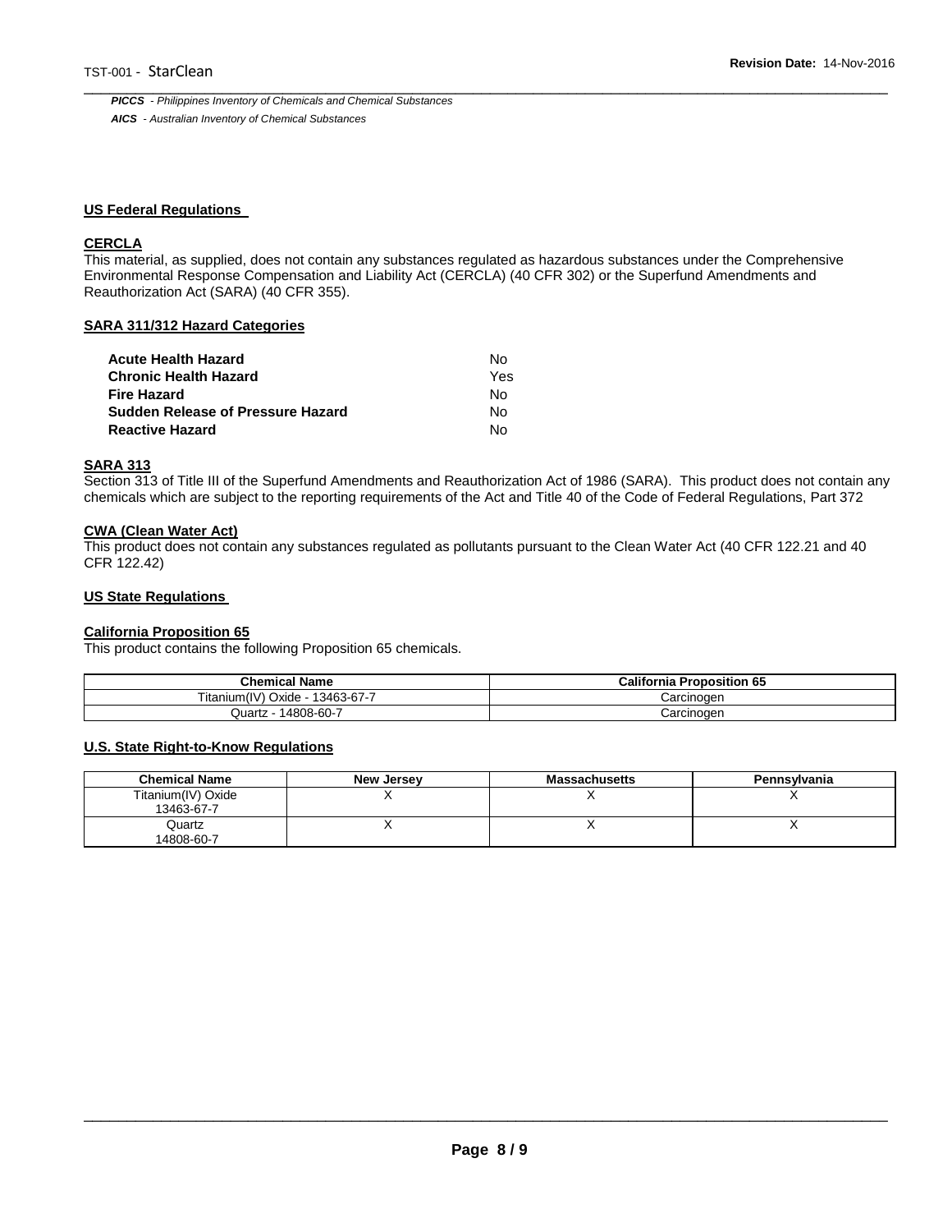***PICCS*** *- Philippines Inventory of Chemicals and Chemical Substances*

***AICS*** *- Australian Inventory of Chemical Substances*

## US Federal Regulations

### CERCLA

This material, as supplied, does not contain any substances regulated as hazardous substances under the Comprehensive Environmental Response Compensation and Liability Act (CERCLA) (40 CFR 302) or the Superfund Amendments and Reauthorization Act (SARA) (40 CFR 355).

### SARA 311/312 Hazard Categories

| | |
|---|---|
| **Acute Health Hazard** | No |
| **Chronic Health Hazard** | Yes |
| **Fire Hazard** | No |
| **Sudden Release of Pressure Hazard** | No |
| **Reactive Hazard** | No |

### SARA 313

Section 313 of Title III of the Superfund Amendments and Reauthorization Act of 1986 (SARA). This product does not contain any chemicals which are subject to the reporting requirements of the Act and Title 40 of the Code of Federal Regulations, Part 372

### CWA (Clean Water Act)

This product does not contain any substances regulated as pollutants pursuant to the Clean Water Act (40 CFR 122.21 and 40 CFR 122.42)

## US State Regulations

### California Proposition 65

This product contains the following Proposition 65 chemicals.

| Chemical Name | California Proposition 65 |
|---|---|
| Titanium(IV) Oxide - 13463-67-7 | Carcinogen |
| Quartz - 14808-60-7 | Carcinogen |

### U.S. State Right-to-Know Regulations

| Chemical Name | New Jersey | Massachusetts | Pennsylvania |
|---|---|---|---|
| Titanium(IV) Oxide 13463-67-7 | X | X | X |
| Quartz 14808-60-7 | X | X | X |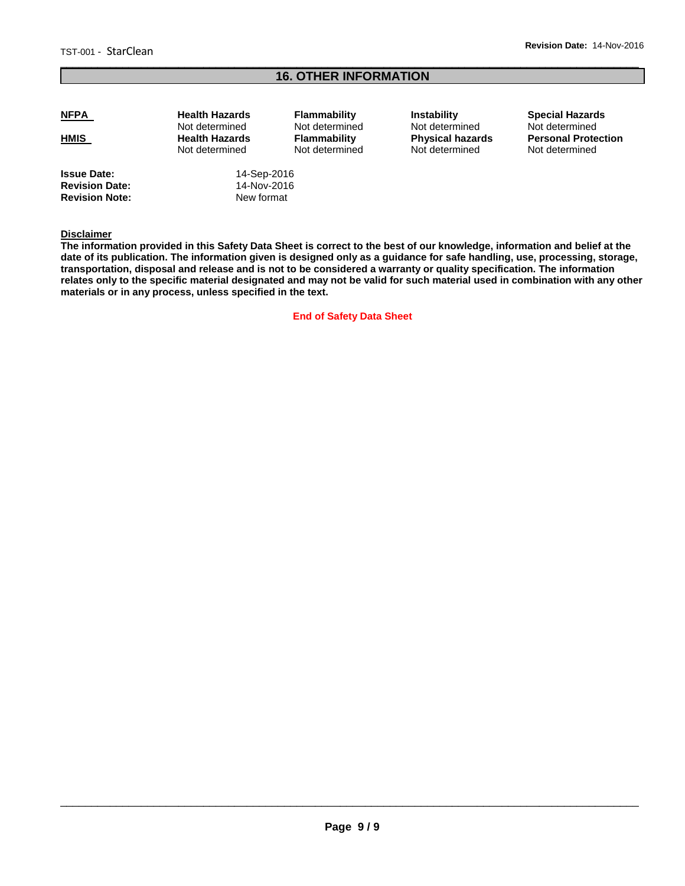## 16. OTHER INFORMATION

| | | | | |
|---|---|---|---|---|
| **NFPA** | **Health Hazards** | **Flammability** | **Instability** | **Special Hazards** |
| | Not determined | Not determined | Not determined | Not determined |
| **HMIS** | **Health Hazards** | **Flammability** | **Physical hazards** | **Personal Protection** |
| | Not determined | Not determined | Not determined | Not determined |

**Issue Date:** 14-Sep-2016
**Revision Date:** 14-Nov-2016
**Revision Note:** New format

**Disclaimer**

**The information provided in this Safety Data Sheet is correct to the best of our knowledge, information and belief at the date of its publication. The information given is designed only as a guidance for safe handling, use, processing, storage, transportation, disposal and release and is not to be considered a warranty or quality specification. The information relates only to the specific material designated and may not be valid for such material used in combination with any other materials or in any process, unless specified in the text.**

**End of Safety Data Sheet**